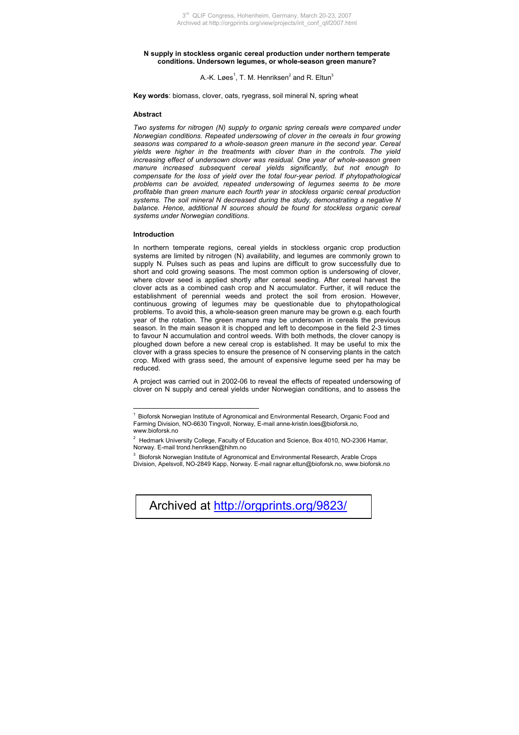**N supply in stockless organic cereal production under northern temperate conditions. Undersown legumes, or whole-season green manure?**

A.-K. Løes[1], T. M. Henriksen[2] and R. Eltun[3]

**Key words**: biomass, clover, oats, ryegrass, soil mineral N, spring wheat

## Abstract

*Two systems for nitrogen (N) supply to organic spring cereals were compared under Norwegian conditions. Repeated undersowing of clover in the cereals in four growing seasons was compared to a whole-season green manure in the second year. Cereal yields were higher in the treatments with clover than in the controls. The yield increasing effect of undersown clover was residual. One year of whole-season green manure increased subsequent cereal yields significantly, but not enough to compensate for the loss of yield over the total four-year period. If phytopathological problems can be avoided, repeated undersowing of legumes seems to be more profitable than green manure each fourth year in stockless organic cereal production systems. The soil mineral N decreased during the study, demonstrating a negative N balance. Hence, additional N sources should be found for stockless organic cereal systems under Norwegian conditions.*

## Introduction

In northern temperate regions, cereal yields in stockless organic crop production systems are limited by nitrogen (N) availability, and legumes are commonly grown to supply N. Pulses such as peas and lupins are difficult to grow successfully due to short and cold growing seasons. The most common option is undersowing of clover, where clover seed is applied shortly after cereal seeding. After cereal harvest the clover acts as a combined cash crop and N accumulator. Further, it will reduce the establishment of perennial weeds and protect the soil from erosion. However, continuous growing of legumes may be questionable due to phytopathological problems. To avoid this, a whole-season green manure may be grown e.g. each fourth year of the rotation. The green manure may be undersown in cereals the previous season. In the main season it is chopped and left to decompose in the field 2-3 times to favour N accumulation and control weeds. With both methods, the clover canopy is ploughed down before a new cereal crop is established. It may be useful to mix the clover with a grass species to ensure the presence of N conserving plants in the catch crop. Mixed with grass seed, the amount of expensive legume seed per ha may be reduced.

A project was carried out in 2002-06 to reveal the effects of repeated undersowing of clover on N supply and cereal yields under Norwegian conditions, and to assess the

---

[1] Bioforsk Norwegian Institute of Agronomical and Environmental Research, Organic Food and Farming Division, NO-6630 Tingvoll, Norway, E-mail anne-kristin.loes@bioforsk.no, www.bioforsk.no

[2] Hedmark University College, Faculty of Education and Science, Box 4010, NO-2306 Hamar, Norway. E-mail trond.henriksen@hihm.no

[3] Bioforsk Norwegian Institute of Agronomical and Environmental Research, Arable Crops Division, Apelsvoll, NO-2849 Kapp, Norway. E-mail ragnar.eltun@bioforsk.no, www.bioforsk.no

Archived at http://orgprints.org/9823/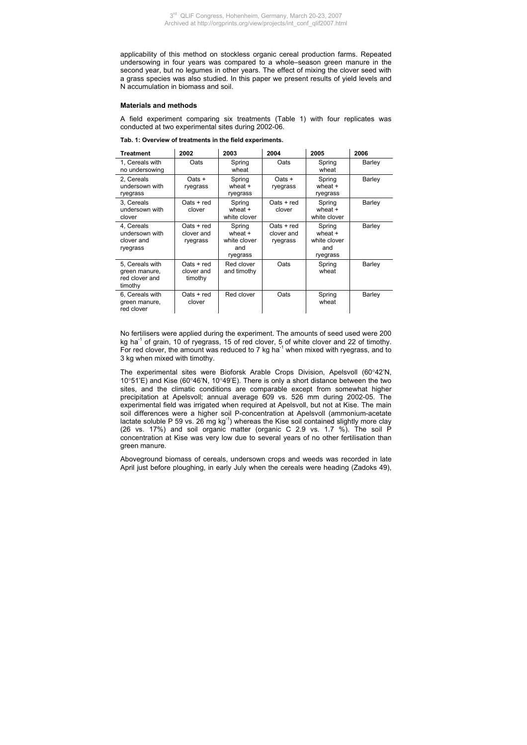applicability of this method on stockless organic cereal production farms. Repeated undersowing in four years was compared to a whole–season green manure in the second year, but no legumes in other years. The effect of mixing the clover seed with a grass species was also studied. In this paper we present results of yield levels and N accumulation in biomass and soil.

## Materials and methods

A field experiment comparing six treatments (Table 1) with four replicates was conducted at two experimental sites during 2002-06.

**Tab. 1: Overview of treatments in the field experiments.**

| Treatment | 2002 | 2003 | 2004 | 2005 | 2006 |
|---|---|---|---|---|---|
| 1, Cereals with no undersowing | Oats | Spring wheat | Oats | Spring wheat | Barley |
| 2, Cereals undersown with ryegrass | Oats + ryegrass | Spring wheat + ryegrass | Oats + ryegrass | Spring wheat + ryegrass | Barley |
| 3, Cereals undersown with clover | Oats + red clover | Spring wheat + white clover | Oats + red clover | Spring wheat + white clover | Barley |
| 4, Cereals undersown with clover and ryegrass | Oats + red clover and ryegrass | Spring wheat + white clover and ryegrass | Oats + red clover and ryegrass | Spring wheat + white clover and ryegrass | Barley |
| 5, Cereals with green manure, red clover and timothy | Oats + red clover and timothy | Red clover and timothy | Oats | Spring wheat | Barley |
| 6, Cereals with green manure, red clover | Oats + red clover | Red clover | Oats | Spring wheat | Barley |

No fertilisers were applied during the experiment. The amounts of seed used were 200 kg ha$^{-1}$ of grain, 10 of ryegrass, 15 of red clover, 5 of white clover and 22 of timothy. For red clover, the amount was reduced to 7 kg ha$^{-1}$ when mixed with ryegrass, and to 3 kg when mixed with timothy.

The experimental sites were Bioforsk Arable Crops Division, Apelsvoll (60°42'N, 10°51'E) and Kise (60°46'N, 10°49'E). There is only a short distance between the two sites, and the climatic conditions are comparable except from somewhat higher precipitation at Apelsvoll; annual average 609 vs. 526 mm during 2002-05. The experimental field was irrigated when required at Apelsvoll, but not at Kise. The main soil differences were a higher soil P-concentration at Apelsvoll (ammonium-acetate lactate soluble P 59 vs. 26 mg kg$^{-1}$) whereas the Kise soil contained slightly more clay (26 vs. 17%) and soil organic matter (organic C 2.9 vs. 1.7 %). The soil P concentration at Kise was very low due to several years of no other fertilisation than green manure.

Aboveground biomass of cereals, undersown crops and weeds was recorded in late April just before ploughing, in early July when the cereals were heading (Zadoks 49),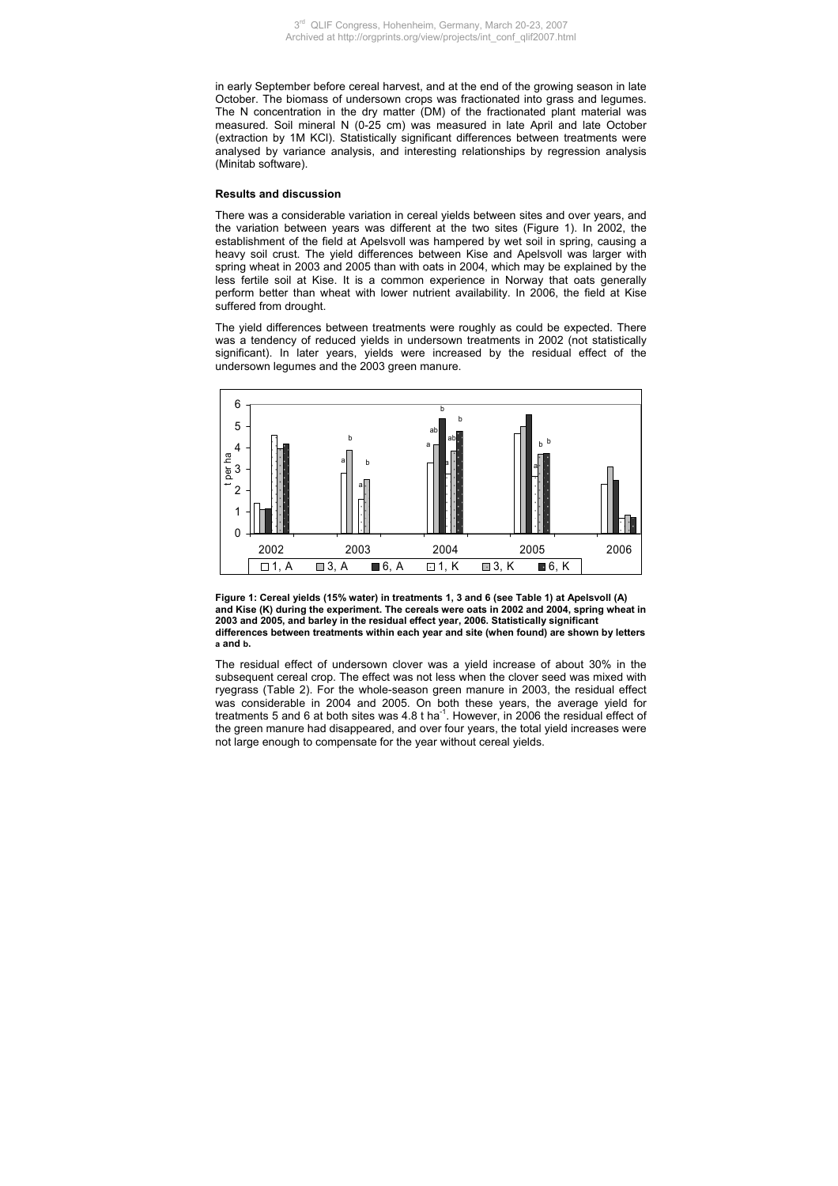in early September before cereal harvest, and at the end of the growing season in late October. The biomass of undersown crops was fractionated into grass and legumes. The N concentration in the dry matter (DM) of the fractionated plant material was measured. Soil mineral N (0-25 cm) was measured in late April and late October (extraction by 1M KCl). Statistically significant differences between treatments were analysed by variance analysis, and interesting relationships by regression analysis (Minitab software).

### Results and discussion

There was a considerable variation in cereal yields between sites and over years, and the variation between years was different at the two sites (Figure 1). In 2002, the establishment of the field at Apelsvoll was hampered by wet soil in spring, causing a heavy soil crust. The yield differences between Kise and Apelsvoll was larger with spring wheat in 2003 and 2005 than with oats in 2004, which may be explained by the less fertile soil at Kise. It is a common experience in Norway that oats generally perform better than wheat with lower nutrient availability. In 2006, the field at Kise suffered from drought.

The yield differences between treatments were roughly as could be expected. There was a tendency of reduced yields in undersown treatments in 2002 (not statistically significant). In later years, yields were increased by the residual effect of the undersown legumes and the 2003 green manure.

**Figure 1: Cereal yields (15% water) in treatments 1, 3 and 6 (see Table 1) at Apelsvoll (A) and Kise (K) during the experiment. The cereals were oats in 2002 and 2004, spring wheat in 2003 and 2005, and barley in the residual effect year, 2006. Statistically significant differences between treatments within each year and site (when found) are shown by letters a and b.**

The residual effect of undersown clover was a yield increase of about 30% in the subsequent cereal crop. The effect was not less when the clover seed was mixed with ryegrass (Table 2). For the whole-season green manure in 2003, the residual effect was considerable in 2004 and 2005. On both these years, the average yield for treatments 5 and 6 at both sites was 4.8 t ha$^{-1}$. However, in 2006 the residual effect of the green manure had disappeared, and over four years, the total yield increases were not large enough to compensate for the year without cereal yields.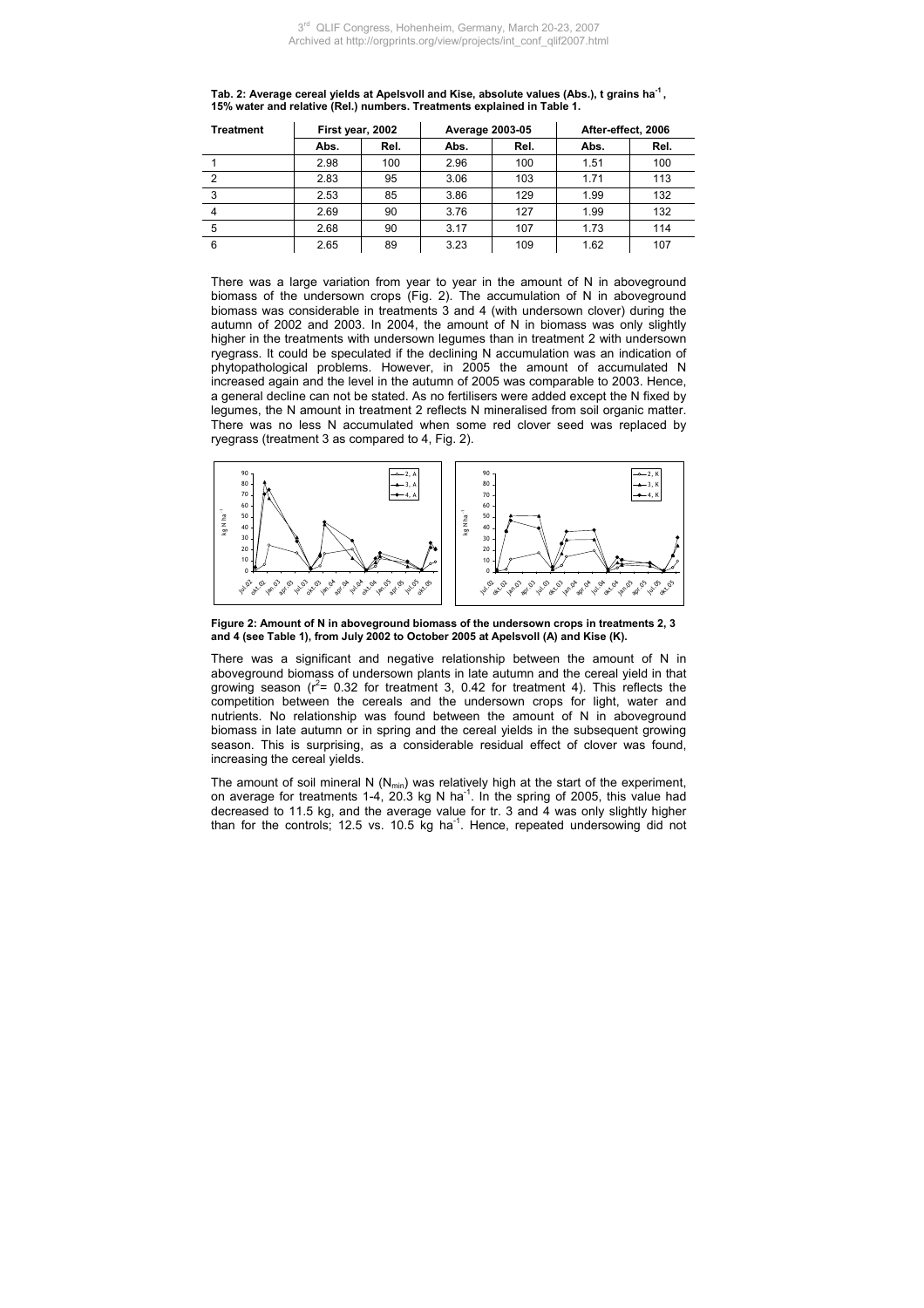**Tab. 2: Average cereal yields at Apelsvoll and Kise, absolute values (Abs.), t grains ha$^{-1}$, 15% water and relative (Rel.) numbers. Treatments explained in Table 1.**

| Treatment | First year, 2002 | | Average 2003-05 | | After-effect, 2006 | |
|---|---|---|---|---|---|---|
| | Abs. | Rel. | Abs. | Rel. | Abs. | Rel. |
| 1 | 2.98 | 100 | 2.96 | 100 | 1.51 | 100 |
| 2 | 2.83 | 95 | 3.06 | 103 | 1.71 | 113 |
| 3 | 2.53 | 85 | 3.86 | 129 | 1.99 | 132 |
| 4 | 2.69 | 90 | 3.76 | 127 | 1.99 | 132 |
| 5 | 2.68 | 90 | 3.17 | 107 | 1.73 | 114 |
| 6 | 2.65 | 89 | 3.23 | 109 | 1.62 | 107 |

There was a large variation from year to year in the amount of N in aboveground biomass of the undersown crops (Fig. 2). The accumulation of N in aboveground biomass was considerable in treatments 3 and 4 (with undersown clover) during the autumn of 2002 and 2003. In 2004, the amount of N in biomass was only slightly higher in the treatments with undersown legumes than in treatment 2 with undersown ryegrass. It could be speculated if the declining N accumulation was an indication of phytopathological problems. However, in 2005 the amount of accumulated N increased again and the level in the autumn of 2005 was comparable to 2003. Hence, a general decline can not be stated. As no fertilisers were added except the N fixed by legumes, the N amount in treatment 2 reflects N mineralised from soil organic matter. There was no less N accumulated when some red clover seed was replaced by ryegrass (treatment 3 as compared to 4, Fig. 2).

**Figure 2: Amount of N in aboveground biomass of the undersown crops in treatments 2, 3 and 4 (see Table 1), from July 2002 to October 2005 at Apelsvoll (A) and Kise (K).**

There was a significant and negative relationship between the amount of N in aboveground biomass of undersown plants in late autumn and the cereal yield in that growing season ($r^2$= 0.32 for treatment 3, 0.42 for treatment 4). This reflects the competition between the cereals and the undersown crops for light, water and nutrients. No relationship was found between the amount of N in aboveground biomass in late autumn or in spring and the cereal yields in the subsequent growing season. This is surprising, as a considerable residual effect of clover was found, increasing the cereal yields.

The amount of soil mineral N ($N_{min}$) was relatively high at the start of the experiment, on average for treatments 1-4, 20.3 kg N ha$^{-1}$. In the spring of 2005, this value had decreased to 11.5 kg, and the average value for tr. 3 and 4 was only slightly higher than for the controls; 12.5 vs. 10.5 kg ha$^{-1}$. Hence, repeated undersowing did not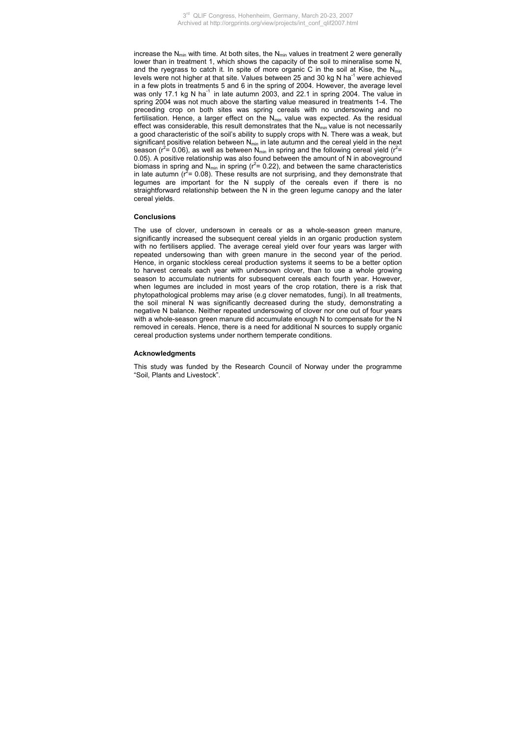increase the $N_{min}$ with time. At both sites, the $N_{min}$ values in treatment 2 were generally lower than in treatment 1, which shows the capacity of the soil to mineralise some N, and the ryegrass to catch it. In spite of more organic C in the soil at Kise, the $N_{min}$ levels were not higher at that site. Values between 25 and 30 kg N $ha^{-1}$ were achieved in a few plots in treatments 5 and 6 in the spring of 2004. However, the average level was only 17.1 kg N $ha^{-1}$ in late autumn 2003, and 22.1 in spring 2004. The value in spring 2004 was not much above the starting value measured in treatments 1-4. The preceding crop on both sites was spring cereals with no undersowing and no fertilisation. Hence, a larger effect on the $N_{min}$ value was expected. As the residual effect was considerable, this result demonstrates that the $N_{min}$ value is not necessarily a good characteristic of the soil's ability to supply crops with N. There was a weak, but significant positive relation between $N_{min}$ in late autumn and the cereal yield in the next season ($r^2$= 0.06), as well as between $N_{min}$ in spring and the following cereal yield ($r^2$= 0.05). A positive relationship was also found between the amount of N in aboveground biomass in spring and $N_{min}$ in spring ($r^2$= 0.22), and between the same characteristics in late autumn ($r^2$= 0.08). These results are not surprising, and they demonstrate that legumes are important for the N supply of the cereals even if there is no straightforward relationship between the N in the green legume canopy and the later cereal yields.

#### Conclusions

The use of clover, undersown in cereals or as a whole-season green manure, significantly increased the subsequent cereal yields in an organic production system with no fertilisers applied. The average cereal yield over four years was larger with repeated undersowing than with green manure in the second year of the period. Hence, in organic stockless cereal production systems it seems to be a better option to harvest cereals each year with undersown clover, than to use a whole growing season to accumulate nutrients for subsequent cereals each fourth year. However, when legumes are included in most years of the crop rotation, there is a risk that phytopathological problems may arise (e.g clover nematodes, fungi). In all treatments, the soil mineral N was significantly decreased during the study, demonstrating a negative N balance. Neither repeated undersowing of clover nor one out of four years with a whole-season green manure did accumulate enough N to compensate for the N removed in cereals. Hence, there is a need for additional N sources to supply organic cereal production systems under northern temperate conditions.

#### Acknowledgments

This study was funded by the Research Council of Norway under the programme "Soil, Plants and Livestock".